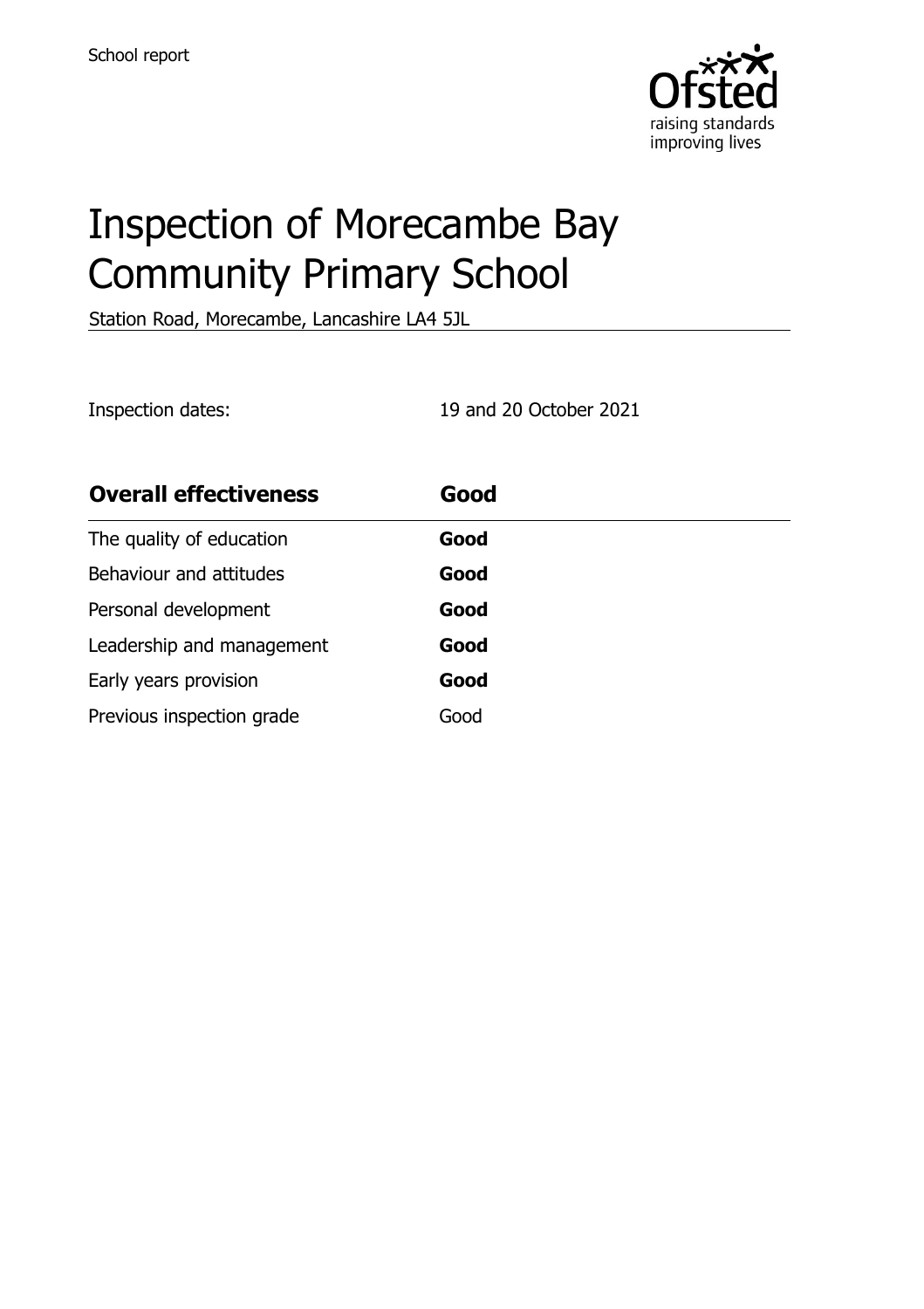School report

# Inspection of Morecambe Bay Community Primary School

Station Road, Morecambe, Lancashire LA4 5JL

Inspection dates: 19 and 20 October 2021

| **Overall effectiveness** | **Good** |
|---|---|
| The quality of education | **Good** |
| Behaviour and attitudes | **Good** |
| Personal development | **Good** |
| Leadership and management | **Good** |
| Early years provision | **Good** |
| Previous inspection grade | Good |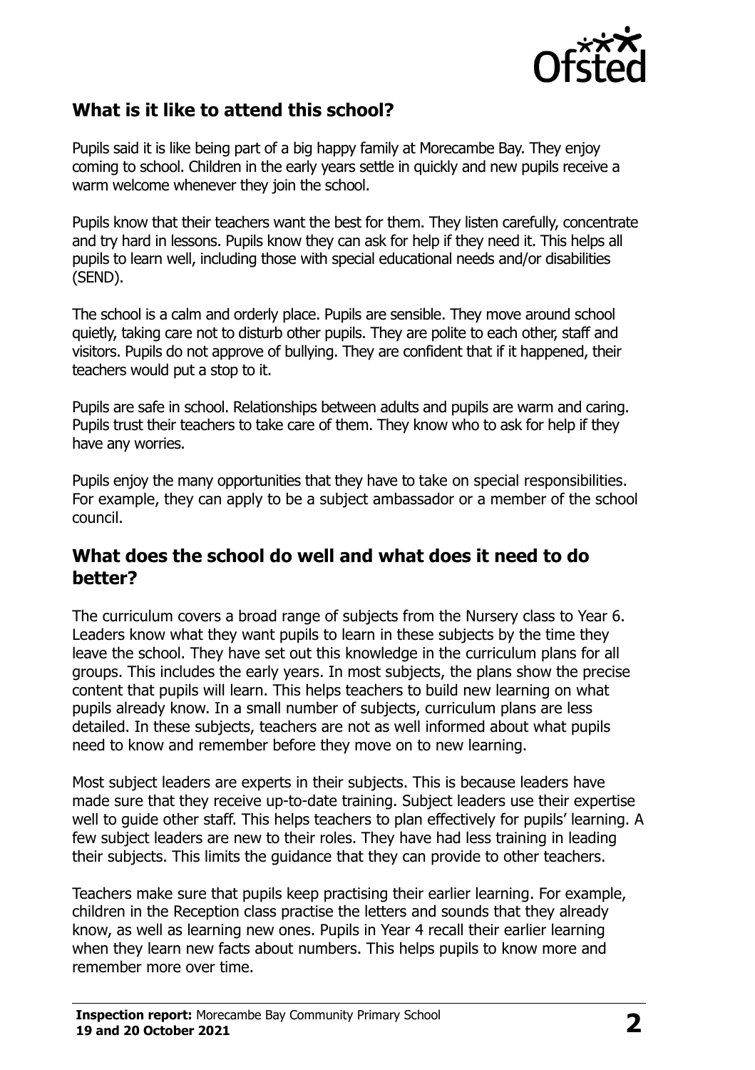## What is it like to attend this school?

Pupils said it is like being part of a big happy family at Morecambe Bay. They enjoy coming to school. Children in the early years settle in quickly and new pupils receive a warm welcome whenever they join the school.

Pupils know that their teachers want the best for them. They listen carefully, concentrate and try hard in lessons. Pupils know they can ask for help if they need it. This helps all pupils to learn well, including those with special educational needs and/or disabilities (SEND).

The school is a calm and orderly place. Pupils are sensible. They move around school quietly, taking care not to disturb other pupils. They are polite to each other, staff and visitors. Pupils do not approve of bullying. They are confident that if it happened, their teachers would put a stop to it.

Pupils are safe in school. Relationships between adults and pupils are warm and caring. Pupils trust their teachers to take care of them. They know who to ask for help if they have any worries.

Pupils enjoy the many opportunities that they have to take on special responsibilities. For example, they can apply to be a subject ambassador or a member of the school council.

## What does the school do well and what does it need to do better?

The curriculum covers a broad range of subjects from the Nursery class to Year 6. Leaders know what they want pupils to learn in these subjects by the time they leave the school. They have set out this knowledge in the curriculum plans for all groups. This includes the early years. In most subjects, the plans show the precise content that pupils will learn. This helps teachers to build new learning on what pupils already know. In a small number of subjects, curriculum plans are less detailed. In these subjects, teachers are not as well informed about what pupils need to know and remember before they move on to new learning.

Most subject leaders are experts in their subjects. This is because leaders have made sure that they receive up-to-date training. Subject leaders use their expertise well to guide other staff. This helps teachers to plan effectively for pupils' learning. A few subject leaders are new to their roles. They have had less training in leading their subjects. This limits the guidance that they can provide to other teachers.

Teachers make sure that pupils keep practising their earlier learning. For example, children in the Reception class practise the letters and sounds that they already know, as well as learning new ones. Pupils in Year 4 recall their earlier learning when they learn new facts about numbers. This helps pupils to know more and remember more over time.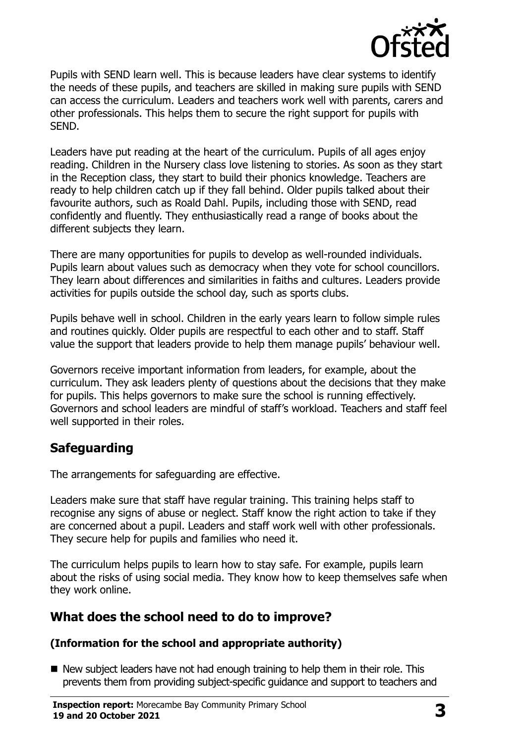Pupils with SEND learn well. This is because leaders have clear systems to identify the needs of these pupils, and teachers are skilled in making sure pupils with SEND can access the curriculum. Leaders and teachers work well with parents, carers and other professionals. This helps them to secure the right support for pupils with SEND.

Leaders have put reading at the heart of the curriculum. Pupils of all ages enjoy reading. Children in the Nursery class love listening to stories. As soon as they start in the Reception class, they start to build their phonics knowledge. Teachers are ready to help children catch up if they fall behind. Older pupils talked about their favourite authors, such as Roald Dahl. Pupils, including those with SEND, read confidently and fluently. They enthusiastically read a range of books about the different subjects they learn.

There are many opportunities for pupils to develop as well-rounded individuals. Pupils learn about values such as democracy when they vote for school councillors. They learn about differences and similarities in faiths and cultures. Leaders provide activities for pupils outside the school day, such as sports clubs.

Pupils behave well in school. Children in the early years learn to follow simple rules and routines quickly. Older pupils are respectful to each other and to staff. Staff value the support that leaders provide to help them manage pupils' behaviour well.

Governors receive important information from leaders, for example, about the curriculum. They ask leaders plenty of questions about the decisions that they make for pupils. This helps governors to make sure the school is running effectively. Governors and school leaders are mindful of staff's workload. Teachers and staff feel well supported in their roles.

## Safeguarding

The arrangements for safeguarding are effective.

Leaders make sure that staff have regular training. This training helps staff to recognise any signs of abuse or neglect. Staff know the right action to take if they are concerned about a pupil. Leaders and staff work well with other professionals. They secure help for pupils and families who need it.

The curriculum helps pupils to learn how to stay safe. For example, pupils learn about the risks of using social media. They know how to keep themselves safe when they work online.

## What does the school need to do to improve?

### (Information for the school and appropriate authority)

- New subject leaders have not had enough training to help them in their role. This prevents them from providing subject-specific guidance and support to teachers and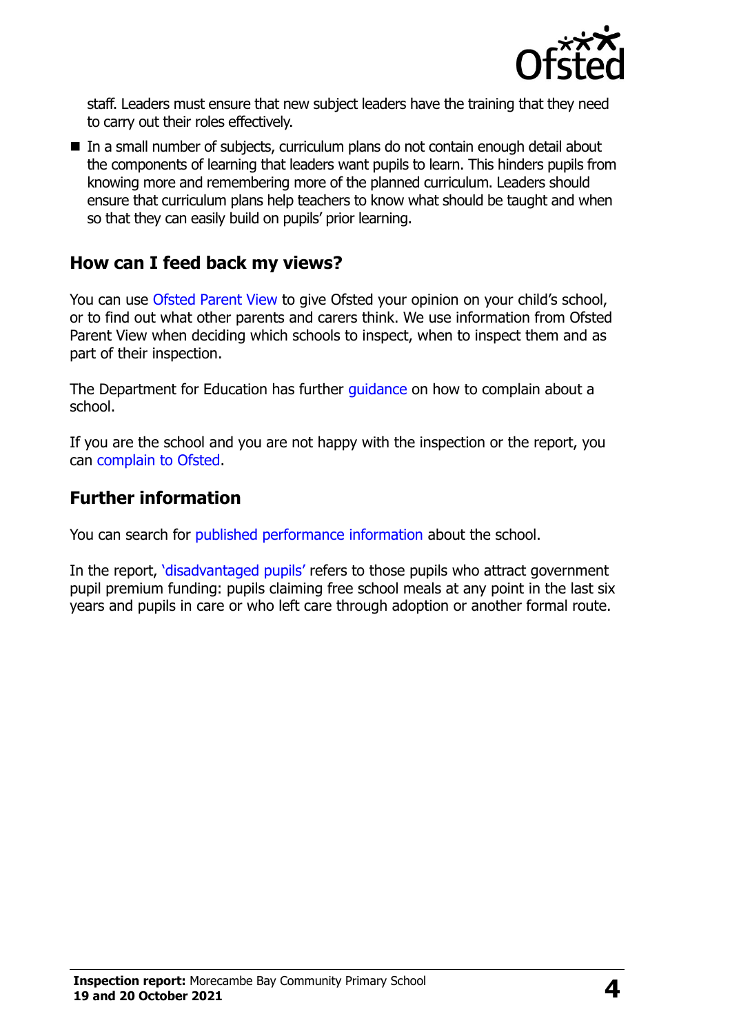staff. Leaders must ensure that new subject leaders have the training that they need to carry out their roles effectively.

- In a small number of subjects, curriculum plans do not contain enough detail about the components of learning that leaders want pupils to learn. This hinders pupils from knowing more and remembering more of the planned curriculum. Leaders should ensure that curriculum plans help teachers to know what should be taught and when so that they can easily build on pupils' prior learning.

## How can I feed back my views?

You can use Ofsted Parent View to give Ofsted your opinion on your child's school, or to find out what other parents and carers think. We use information from Ofsted Parent View when deciding which schools to inspect, when to inspect them and as part of their inspection.

The Department for Education has further guidance on how to complain about a school.

If you are the school and you are not happy with the inspection or the report, you can complain to Ofsted.

## Further information

You can search for published performance information about the school.

In the report, 'disadvantaged pupils' refers to those pupils who attract government pupil premium funding: pupils claiming free school meals at any point in the last six years and pupils in care or who left care through adoption or another formal route.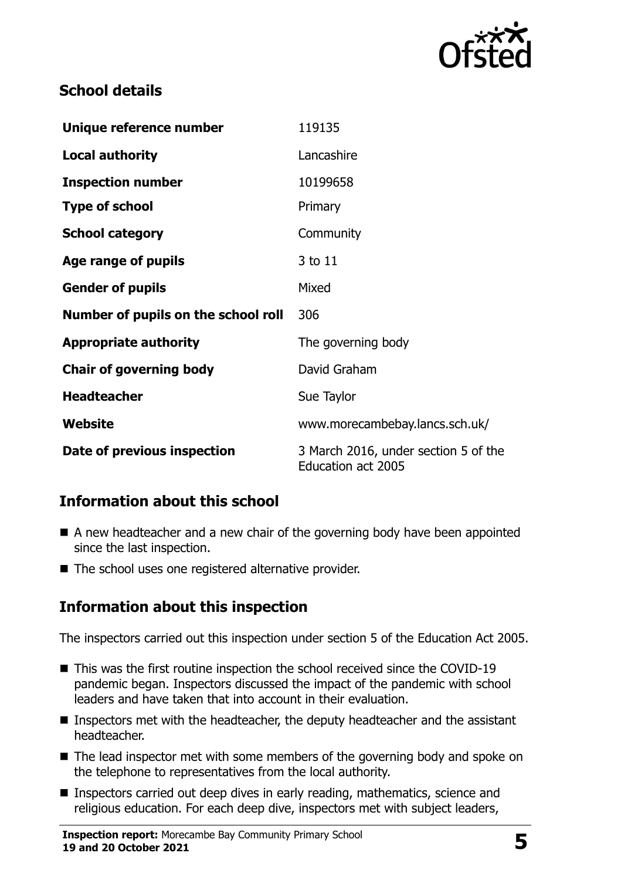## School details

| Unique reference number | 119135 |
|---|---|
| **Local authority** | Lancashire |
| **Inspection number** | 10199658 |
| **Type of school** | Primary |
| **School category** | Community |
| **Age range of pupils** | 3 to 11 |
| **Gender of pupils** | Mixed |
| **Number of pupils on the school roll** | 306 |
| **Appropriate authority** | The governing body |
| **Chair of governing body** | David Graham |
| **Headteacher** | Sue Taylor |
| **Website** | www.morecambebay.lancs.sch.uk/ |
| **Date of previous inspection** | 3 March 2016, under section 5 of the Education act 2005 |

## Information about this school

- A new headteacher and a new chair of the governing body have been appointed since the last inspection.
- The school uses one registered alternative provider.

## Information about this inspection

The inspectors carried out this inspection under section 5 of the Education Act 2005.

- This was the first routine inspection the school received since the COVID-19 pandemic began. Inspectors discussed the impact of the pandemic with school leaders and have taken that into account in their evaluation.
- Inspectors met with the headteacher, the deputy headteacher and the assistant headteacher.
- The lead inspector met with some members of the governing body and spoke on the telephone to representatives from the local authority.
- Inspectors carried out deep dives in early reading, mathematics, science and religious education. For each deep dive, inspectors met with subject leaders,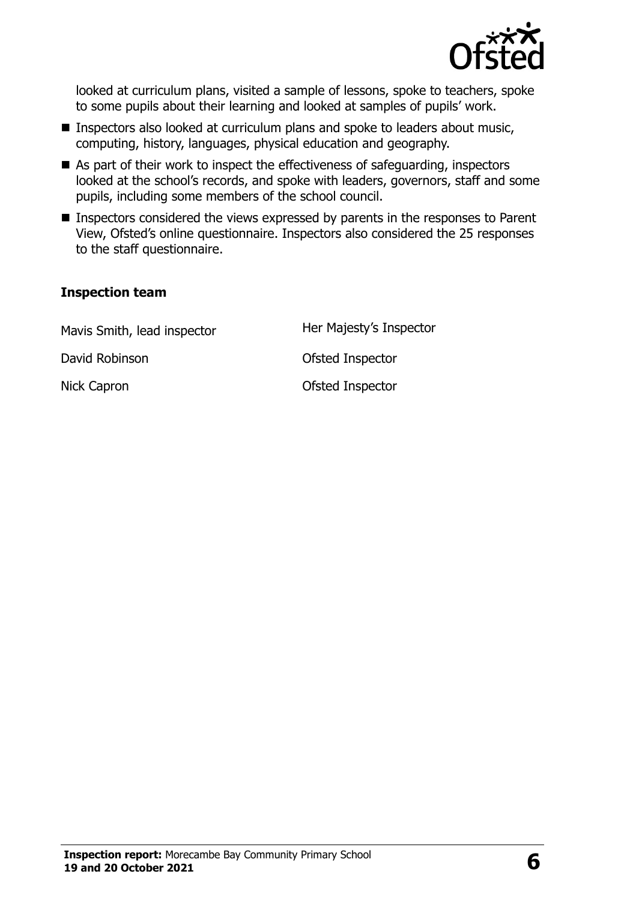looked at curriculum plans, visited a sample of lessons, spoke to teachers, spoke to some pupils about their learning and looked at samples of pupils' work.

- Inspectors also looked at curriculum plans and spoke to leaders about music, computing, history, languages, physical education and geography.
- As part of their work to inspect the effectiveness of safeguarding, inspectors looked at the school's records, and spoke with leaders, governors, staff and some pupils, including some members of the school council.
- Inspectors considered the views expressed by parents in the responses to Parent View, Ofsted's online questionnaire. Inspectors also considered the 25 responses to the staff questionnaire.

### Inspection team

| | |
|---|---|
| Mavis Smith, lead inspector | Her Majesty's Inspector |
| David Robinson | Ofsted Inspector |
| Nick Capron | Ofsted Inspector |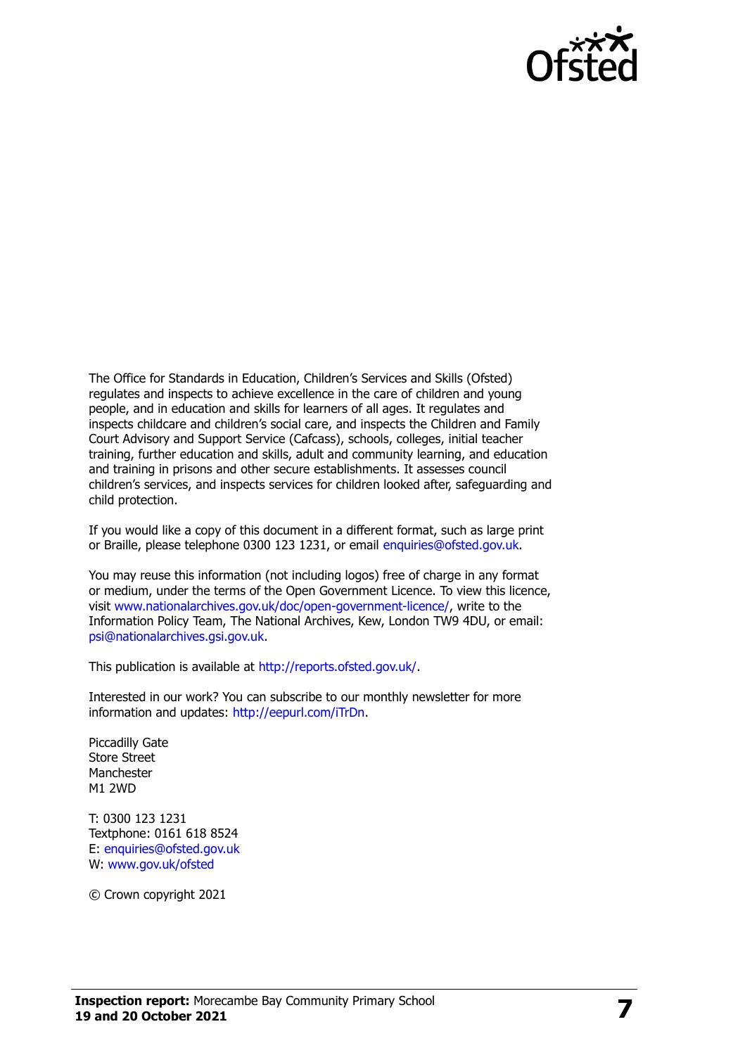The Office for Standards in Education, Children's Services and Skills (Ofsted) regulates and inspects to achieve excellence in the care of children and young people, and in education and skills for learners of all ages. It regulates and inspects childcare and children's social care, and inspects the Children and Family Court Advisory and Support Service (Cafcass), schools, colleges, initial teacher training, further education and skills, adult and community learning, and education and training in prisons and other secure establishments. It assesses council children's services, and inspects services for children looked after, safeguarding and child protection.

If you would like a copy of this document in a different format, such as large print or Braille, please telephone 0300 123 1231, or email enquiries@ofsted.gov.uk.

You may reuse this information (not including logos) free of charge in any format or medium, under the terms of the Open Government Licence. To view this licence, visit www.nationalarchives.gov.uk/doc/open-government-licence/, write to the Information Policy Team, The National Archives, Kew, London TW9 4DU, or email: psi@nationalarchives.gsi.gov.uk.

This publication is available at http://reports.ofsted.gov.uk/.

Interested in our work? You can subscribe to our monthly newsletter for more information and updates: http://eepurl.com/iTrDn.

Piccadilly Gate
Store Street
Manchester
M1 2WD

T: 0300 123 1231
Textphone: 0161 618 8524
E: enquiries@ofsted.gov.uk
W: www.gov.uk/ofsted

© Crown copyright 2021